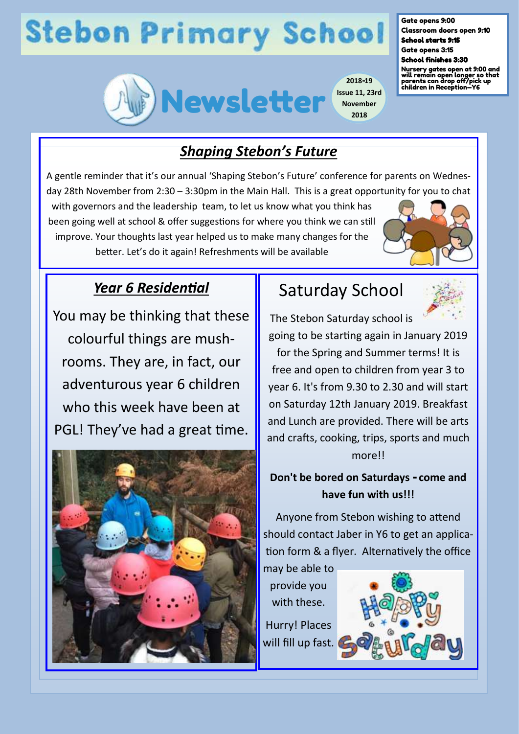# Stebon Primary School

## Newsletter

2018-19
Issue 11, 23rd November 2018

**Gate opens 9:00**
**Classroom doors open 9:10**
**School starts 9:15**
**Gate opens 3:15**
**School finishes 3:30**
**Nursery gates open at 9:00 and will remain open longer so that parents can drop off/pick up children in Reception—Y6**

## *Shaping Stebon's Future*

A gentle reminder that it's our annual 'Shaping Stebon's Future' conference for parents on Wednesday 28th November from 2:30 – 3:30pm in the Main Hall. This is a great opportunity for you to chat with governors and the leadership team, to let us know what you think has been going well at school & offer suggestions for where you think we can still improve. Your thoughts last year helped us to make many changes for the better. Let's do it again! Refreshments will be available

## *Year 6 Residential*

You may be thinking that these colourful things are mushrooms. They are, in fact, our adventurous year 6 children who this week have been at PGL! They've had a great time.

## Saturday School

The Stebon Saturday school is going to be starting again in January 2019 for the Spring and Summer terms! It is free and open to children from year 3 to year 6. It's from 9.30 to 2.30 and will start on Saturday 12th January 2019. Breakfast and Lunch are provided. There will be arts and crafts, cooking, trips, sports and much more!!

**Don't be bored on Saturdays - come and have fun with us!!!**

Anyone from Stebon wishing to attend should contact Jaber in Y6 to get an application form & a flyer. Alternatively the office may be able to provide you with these.

Hurry! Places will fill up fast.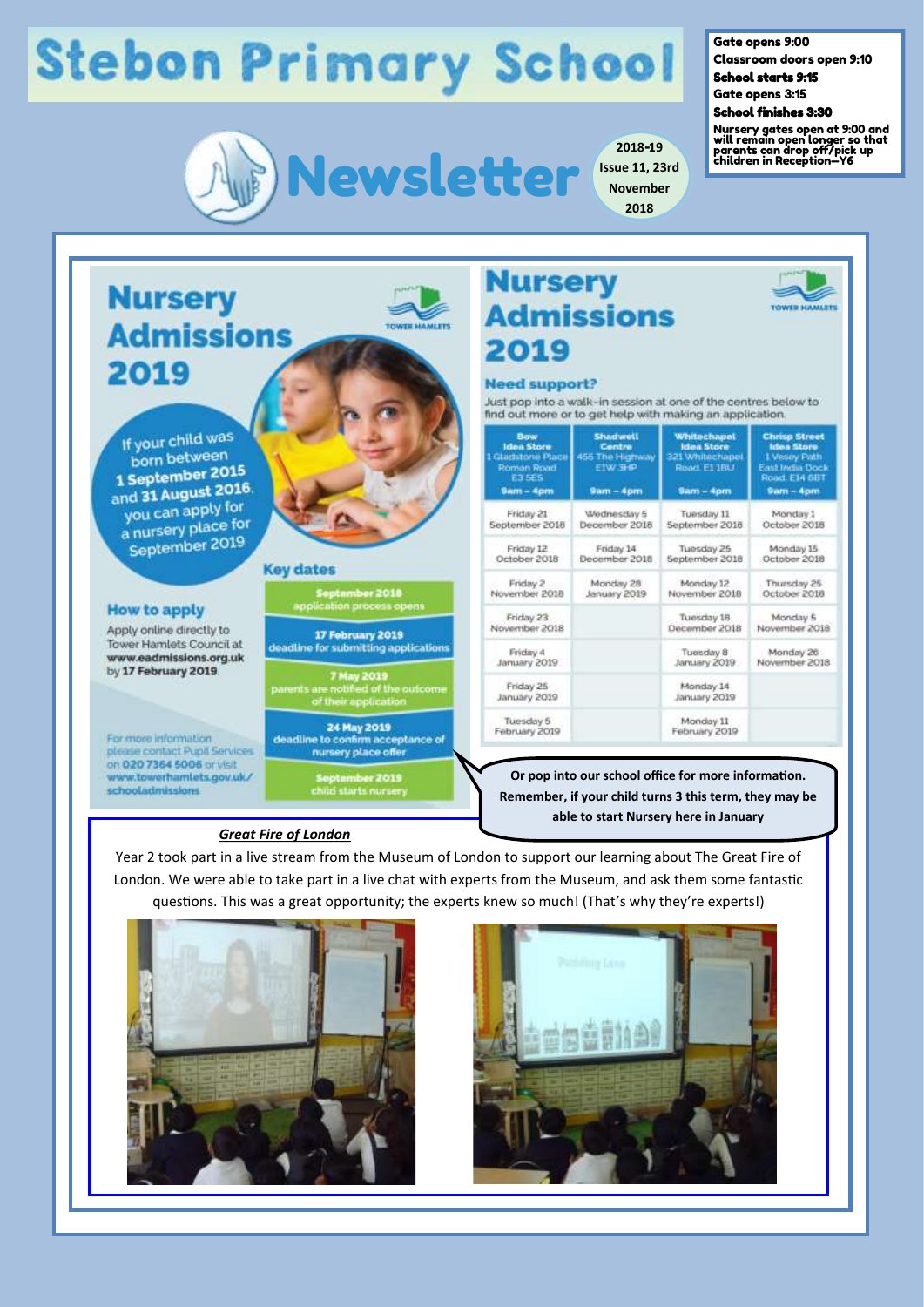# Stebon Primary School

Gate opens 9:00
Classroom doors open 9:10
**School starts 9:15**
Gate opens 3:15
**School finishes 3:30**
Nursery gates open at 9:00 and will remain open longer so that parents can drop off/pick up children in Reception—Y6

## Newsletter

2018-19 Issue 11, 23rd November 2018

## Nursery Admissions 2019

TOWER HAMLETS

If your child was born between **1 September 2015** and **31 August 2016**, you can apply for a nursery place for September 2019

### How to apply

Apply online directly to Tower Hamlets Council at **www.eadmissions.org.uk** by **17 February 2019**.

For more information please contact Pupil Services on **020 7364 5006** or visit **www.towerhamlets.gov.uk/schooladmissions**

### Key dates

**September 2018**
application process opens

**17 February 2019**
deadline for submitting applications

**7 May 2019**
parents are notified of the outcome of their application

**24 May 2019**
deadline to confirm acceptance of nursery place offer

**September 2019**
child starts nursery

## Nursery Admissions 2019

TOWER HAMLETS

### Need support?

Just pop into a walk-in session at one of the centres below to find out more or to get help with making an application.

| **Bow Idea Store** 1 Gladstone Place Roman Road E3 5ES **9am – 4pm** | **Shadwell Centre** 455 The Highway E1W 3HP **9am – 4pm** | **Whitechapel Idea Store** 321 Whitechapel Road, E1 1BU **9am – 4pm** | **Chrisp Street Idea Store** 1 Vesey Path East India Dock Road, E14 6BT **9am – 4pm** |
|---|---|---|---|
| Friday 21 September 2018 | Wednesday 5 December 2018 | Tuesday 11 September 2018 | Monday 1 October 2018 |
| Friday 12 October 2018 | Friday 14 December 2018 | Tuesday 25 September 2018 | Monday 15 October 2018 |
| Friday 2 November 2018 | Monday 28 January 2019 | Monday 12 November 2018 | Thursday 25 October 2018 |
| Friday 23 November 2018 | | Tuesday 18 December 2018 | Monday 5 November 2018 |
| Friday 4 January 2019 | | Tuesday 8 January 2019 | Monday 26 November 2018 |
| Friday 25 January 2019 | | Monday 14 January 2019 | |
| Tuesday 5 February 2019 | | Monday 11 February 2019 | |

**Or pop into our school office for more information. Remember, if your child turns 3 this term, they may be able to start Nursery here in January**

### ***Great Fire of London***

Year 2 took part in a live stream from the Museum of London to support our learning about The Great Fire of London. We were able to take part in a live chat with experts from the Museum, and ask them some fantastic questions. This was a great opportunity; the experts knew so much! (That's why they're experts!)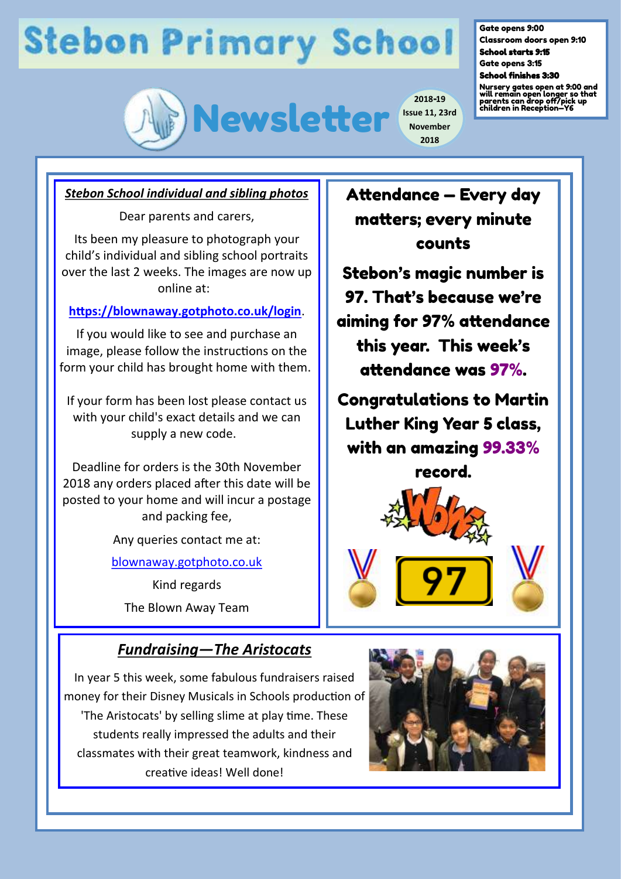# Stebon Primary School

# Newsletter

2018-19
Issue 11, 23rd November 2018

Gate opens 9:00
Classroom doors open 9:10
**School starts 9:15**
Gate opens 3:15
**School finishes 3:30**
Nursery gates open at 9:00 and will remain open longer so that parents can drop off/pick up children in Reception—Y6

## *Stebon School individual and sibling photos*

Dear parents and carers,

Its been my pleasure to photograph your child's individual and sibling school portraits over the last 2 weeks. The images are now up online at:

**https://blownaway.gotphoto.co.uk/login**.

If you would like to see and purchase an image, please follow the instructions on the form your child has brought home with them.

If your form has been lost please contact us with your child's exact details and we can supply a new code.

Deadline for orders is the 30th November 2018 any orders placed after this date will be posted to your home and will incur a postage and packing fee,

Any queries contact me at:

blownaway.gotphoto.co.uk

Kind regards

The Blown Away Team

## Attendance – Every day matters; every minute counts

**Stebon's magic number is 97. That's because we're aiming for 97% attendance this year. This week's attendance was 97%.**

**Congratulations to Martin Luther King Year 5 class, with an amazing 99.33% record.**

## *Fundraising—The Aristocats*

In year 5 this week, some fabulous fundraisers raised money for their Disney Musicals in Schools production of 'The Aristocats' by selling slime at play time. These students really impressed the adults and their classmates with their great teamwork, kindness and creative ideas! Well done!